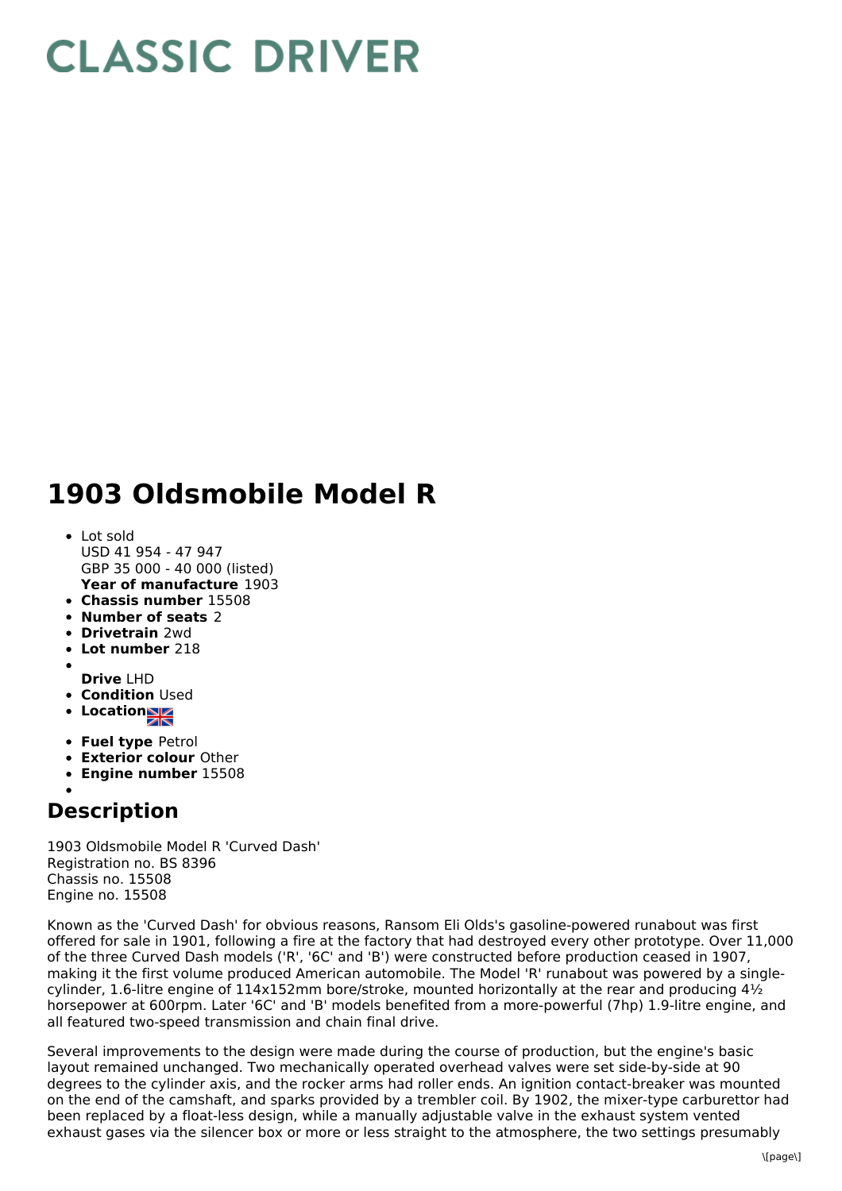# CLASSIC DRIVER

# 1903 Oldsmobile Model R

- Lot sold
  USD 41 954 - 47 947
  GBP 35 000 - 40 000 (listed)
  **Year of manufacture** 1903
- **Chassis number** 15508
- **Number of seats** 2
- **Drivetrain** 2wd
- **Lot number** 218
- **Drive** LHD
- **Condition** Used
- **Location**
- **Fuel type** Petrol
- **Exterior colour** Other
- **Engine number** 15508

## Description

1903 Oldsmobile Model R 'Curved Dash'
Registration no. BS 8396
Chassis no. 15508
Engine no. 15508

Known as the 'Curved Dash' for obvious reasons, Ransom Eli Olds's gasoline-powered runabout was first offered for sale in 1901, following a fire at the factory that had destroyed every other prototype. Over 11,000 of the three Curved Dash models ('R', '6C' and 'B') were constructed before production ceased in 1907, making it the first volume produced American automobile. The Model 'R' runabout was powered by a single-cylinder, 1.6-litre engine of 114x152mm bore/stroke, mounted horizontally at the rear and producing 4½ horsepower at 600rpm. Later '6C' and 'B' models benefited from a more-powerful (7hp) 1.9-litre engine, and all featured two-speed transmission and chain final drive.

Several improvements to the design were made during the course of production, but the engine's basic layout remained unchanged. Two mechanically operated overhead valves were set side-by-side at 90 degrees to the cylinder axis, and the rocker arms had roller ends. An ignition contact-breaker was mounted on the end of the camshaft, and sparks provided by a trembler coil. By 1902, the mixer-type carburettor had been replaced by a float-less design, while a manually adjustable valve in the exhaust system vented exhaust gases via the silencer box or more or less straight to the atmosphere, the two settings presumably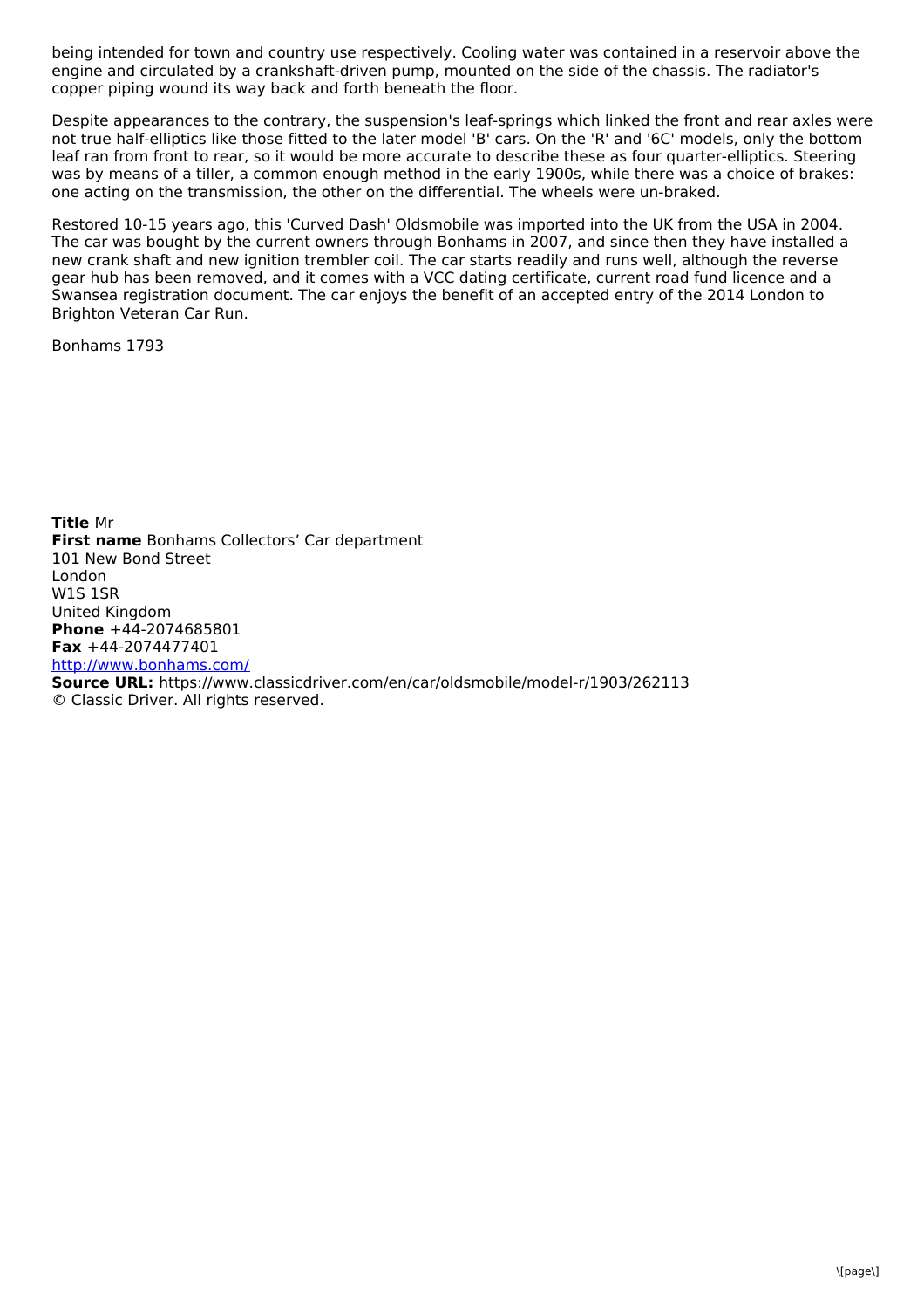being intended for town and country use respectively. Cooling water was contained in a reservoir above the engine and circulated by a crankshaft-driven pump, mounted on the side of the chassis. The radiator's copper piping wound its way back and forth beneath the floor.

Despite appearances to the contrary, the suspension's leaf-springs which linked the front and rear axles were not true half-elliptics like those fitted to the later model 'B' cars. On the 'R' and '6C' models, only the bottom leaf ran from front to rear, so it would be more accurate to describe these as four quarter-elliptics. Steering was by means of a tiller, a common enough method in the early 1900s, while there was a choice of brakes: one acting on the transmission, the other on the differential. The wheels were un-braked.

Restored 10-15 years ago, this 'Curved Dash' Oldsmobile was imported into the UK from the USA in 2004. The car was bought by the current owners through Bonhams in 2007, and since then they have installed a new crank shaft and new ignition trembler coil. The car starts readily and runs well, although the reverse gear hub has been removed, and it comes with a VCC dating certificate, current road fund licence and a Swansea registration document. The car enjoys the benefit of an accepted entry of the 2014 London to Brighton Veteran Car Run.

Bonhams 1793

**Title** Mr
**First name** Bonhams Collectors' Car department
101 New Bond Street
London
W1S 1SR
United Kingdom
**Phone** +44-2074685801
**Fax** +44-2074477401
http://www.bonhams.com/
**Source URL:** https://www.classicdriver.com/en/car/oldsmobile/model-r/1903/262113
© Classic Driver. All rights reserved.